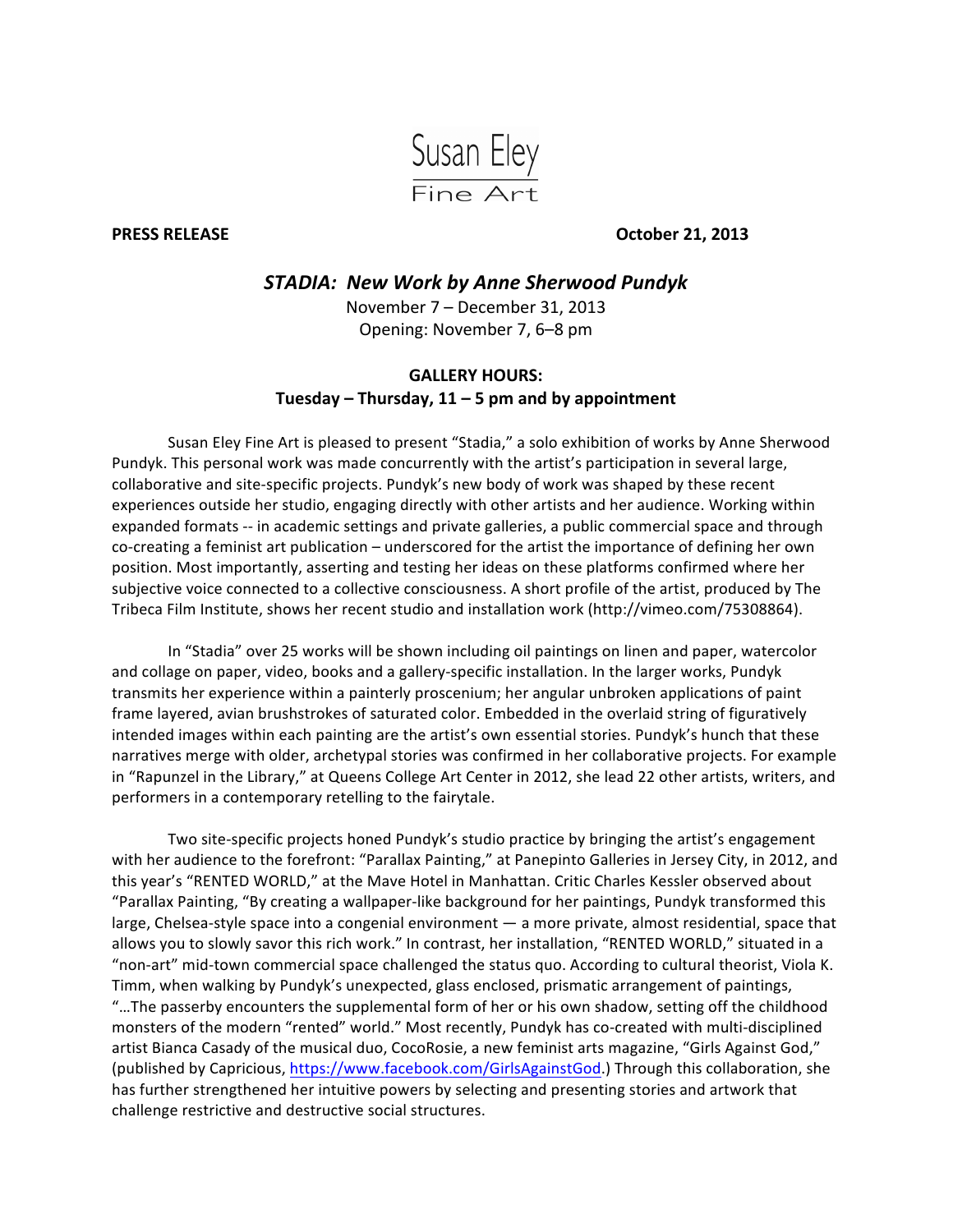Susan Eley
Fine Art

**PRESS RELEASE** **October 21, 2013**

## *STADIA: New Work by Anne Sherwood Pundyk*

November 7 – December 31, 2013
Opening: November 7, 6–8 pm

**GALLERY HOURS:**
**Tuesday – Thursday, 11 – 5 pm and by appointment**

Susan Eley Fine Art is pleased to present "Stadia," a solo exhibition of works by Anne Sherwood Pundyk. This personal work was made concurrently with the artist's participation in several large, collaborative and site-specific projects. Pundyk's new body of work was shaped by these recent experiences outside her studio, engaging directly with other artists and her audience. Working within expanded formats -- in academic settings and private galleries, a public commercial space and through co-creating a feminist art publication – underscored for the artist the importance of defining her own position. Most importantly, asserting and testing her ideas on these platforms confirmed where her subjective voice connected to a collective consciousness. A short profile of the artist, produced by The Tribeca Film Institute, shows her recent studio and installation work (http://vimeo.com/75308864).

In "Stadia" over 25 works will be shown including oil paintings on linen and paper, watercolor and collage on paper, video, books and a gallery-specific installation. In the larger works, Pundyk transmits her experience within a painterly proscenium; her angular unbroken applications of paint frame layered, avian brushstrokes of saturated color. Embedded in the overlaid string of figuratively intended images within each painting are the artist's own essential stories. Pundyk's hunch that these narratives merge with older, archetypal stories was confirmed in her collaborative projects. For example in "Rapunzel in the Library," at Queens College Art Center in 2012, she lead 22 other artists, writers, and performers in a contemporary retelling to the fairytale.

Two site-specific projects honed Pundyk's studio practice by bringing the artist's engagement with her audience to the forefront: "Parallax Painting," at Panepinto Galleries in Jersey City, in 2012, and this year's "RENTED WORLD," at the Mave Hotel in Manhattan. Critic Charles Kessler observed about "Parallax Painting, "By creating a wallpaper-like background for her paintings, Pundyk transformed this large, Chelsea-style space into a congenial environment — a more private, almost residential, space that allows you to slowly savor this rich work." In contrast, her installation, "RENTED WORLD," situated in a "non-art" mid-town commercial space challenged the status quo. According to cultural theorist, Viola K. Timm, when walking by Pundyk's unexpected, glass enclosed, prismatic arrangement of paintings, "…The passerby encounters the supplemental form of her or his own shadow, setting off the childhood monsters of the modern "rented" world." Most recently, Pundyk has co-created with multi-disciplined artist Bianca Casady of the musical duo, CocoRosie, a new feminist arts magazine, "Girls Against God," (published by Capricious, https://www.facebook.com/GirlsAgainstGod.) Through this collaboration, she has further strengthened her intuitive powers by selecting and presenting stories and artwork that challenge restrictive and destructive social structures.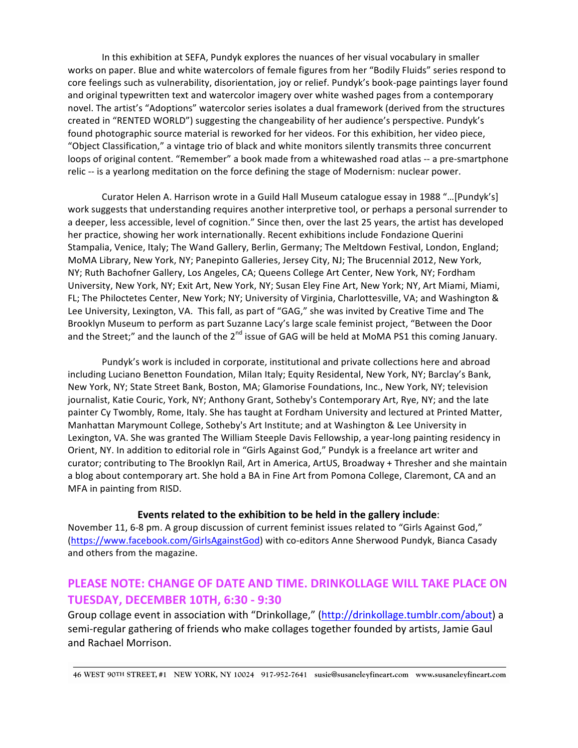In this exhibition at SEFA, Pundyk explores the nuances of her visual vocabulary in smaller works on paper. Blue and white watercolors of female figures from her "Bodily Fluids" series respond to core feelings such as vulnerability, disorientation, joy or relief. Pundyk's book-page paintings layer found and original typewritten text and watercolor imagery over white washed pages from a contemporary novel. The artist's "Adoptions" watercolor series isolates a dual framework (derived from the structures created in "RENTED WORLD") suggesting the changeability of her audience's perspective. Pundyk's found photographic source material is reworked for her videos. For this exhibition, her video piece, "Object Classification," a vintage trio of black and white monitors silently transmits three concurrent loops of original content. "Remember" a book made from a whitewashed road atlas -- a pre-smartphone relic -- is a yearlong meditation on the force defining the stage of Modernism: nuclear power.

Curator Helen A. Harrison wrote in a Guild Hall Museum catalogue essay in 1988 "…[Pundyk's] work suggests that understanding requires another interpretive tool, or perhaps a personal surrender to a deeper, less accessible, level of cognition." Since then, over the last 25 years, the artist has developed her practice, showing her work internationally. Recent exhibitions include Fondazione Querini Stampalia, Venice, Italy; The Wand Gallery, Berlin, Germany; The Meltdown Festival, London, England; MoMA Library, New York, NY; Panepinto Galleries, Jersey City, NJ; The Brucennial 2012, New York, NY; Ruth Bachofner Gallery, Los Angeles, CA; Queens College Art Center, New York, NY; Fordham University, New York, NY; Exit Art, New York, NY; Susan Eley Fine Art, New York; NY, Art Miami, Miami, FL; The Philoctetes Center, New York; NY; University of Virginia, Charlottesville, VA; and Washington & Lee University, Lexington, VA. This fall, as part of "GAG," she was invited by Creative Time and The Brooklyn Museum to perform as part Suzanne Lacy's large scale feminist project, "Between the Door and the Street;" and the launch of the 2nd issue of GAG will be held at MoMA PS1 this coming January.

Pundyk's work is included in corporate, institutional and private collections here and abroad including Luciano Benetton Foundation, Milan Italy; Equity Residental, New York, NY; Barclay's Bank, New York, NY; State Street Bank, Boston, MA; Glamorise Foundations, Inc., New York, NY; television journalist, Katie Couric, York, NY; Anthony Grant, Sotheby's Contemporary Art, Rye, NY; and the late painter Cy Twombly, Rome, Italy. She has taught at Fordham University and lectured at Printed Matter, Manhattan Marymount College, Sotheby's Art Institute; and at Washington & Lee University in Lexington, VA. She was granted The William Steeple Davis Fellowship, a year-long painting residency in Orient, NY. In addition to editorial role in "Girls Against God," Pundyk is a freelance art writer and curator; contributing to The Brooklyn Rail, Art in America, ArtUS, Broadway + Thresher and she maintain a blog about contemporary art. She hold a BA in Fine Art from Pomona College, Claremont, CA and an MFA in painting from RISD.

**Events related to the exhibition to be held in the gallery include**:

November 11, 6-8 pm. A group discussion of current feminist issues related to "Girls Against God," (https://www.facebook.com/GirlsAgainstGod) with co-editors Anne Sherwood Pundyk, Bianca Casady and others from the magazine.

## PLEASE NOTE: CHANGE OF DATE AND TIME. DRINKOLLAGE WILL TAKE PLACE ON TUESDAY, DECEMBER 10TH, 6:30 - 9:30

Group collage event in association with "Drinkollage," (http://drinkollage.tumblr.com/about) a semi-regular gathering of friends who make collages together founded by artists, Jamie Gaul and Rachael Morrison.

46 WEST 90TH STREET, #1 NEW YORK, NY 10024 917-952-7641 susie@susaneleyfineart.com www.susaneleyfineart.com